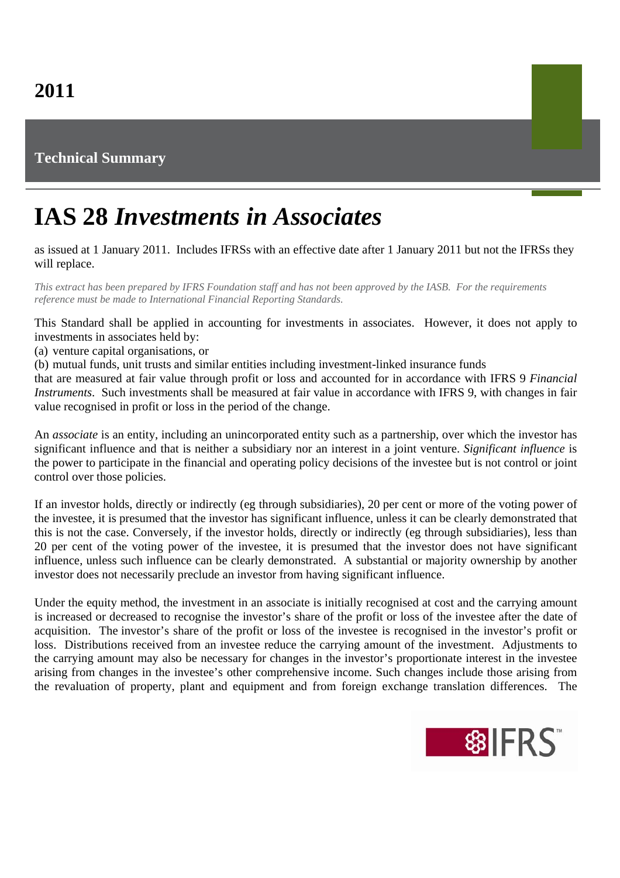**2011**

**Technical Summary**

# IAS 28 *Investments in Associates*

as issued at 1 January 2011. Includes IFRSs with an effective date after 1 January 2011 but not the IFRSs they will replace.

*This extract has been prepared by IFRS Foundation staff and has not been approved by the IASB. For the requirements reference must be made to International Financial Reporting Standards.*

This Standard shall be applied in accounting for investments in associates. However, it does not apply to investments in associates held by:

(a) venture capital organisations, or

(b) mutual funds, unit trusts and similar entities including investment-linked insurance funds

that are measured at fair value through profit or loss and accounted for in accordance with IFRS 9 *Financial Instruments*. Such investments shall be measured at fair value in accordance with IFRS 9, with changes in fair value recognised in profit or loss in the period of the change.

An *associate* is an entity, including an unincorporated entity such as a partnership, over which the investor has significant influence and that is neither a subsidiary nor an interest in a joint venture. *Significant influence* is the power to participate in the financial and operating policy decisions of the investee but is not control or joint control over those policies.

If an investor holds, directly or indirectly (eg through subsidiaries), 20 per cent or more of the voting power of the investee, it is presumed that the investor has significant influence, unless it can be clearly demonstrated that this is not the case. Conversely, if the investor holds, directly or indirectly (eg through subsidiaries), less than 20 per cent of the voting power of the investee, it is presumed that the investor does not have significant influence, unless such influence can be clearly demonstrated. A substantial or majority ownership by another investor does not necessarily preclude an investor from having significant influence.

Under the equity method, the investment in an associate is initially recognised at cost and the carrying amount is increased or decreased to recognise the investor's share of the profit or loss of the investee after the date of acquisition. The investor's share of the profit or loss of the investee is recognised in the investor's profit or loss. Distributions received from an investee reduce the carrying amount of the investment. Adjustments to the carrying amount may also be necessary for changes in the investor's proportionate interest in the investee arising from changes in the investee's other comprehensive income. Such changes include those arising from the revaluation of property, plant and equipment and from foreign exchange translation differences. The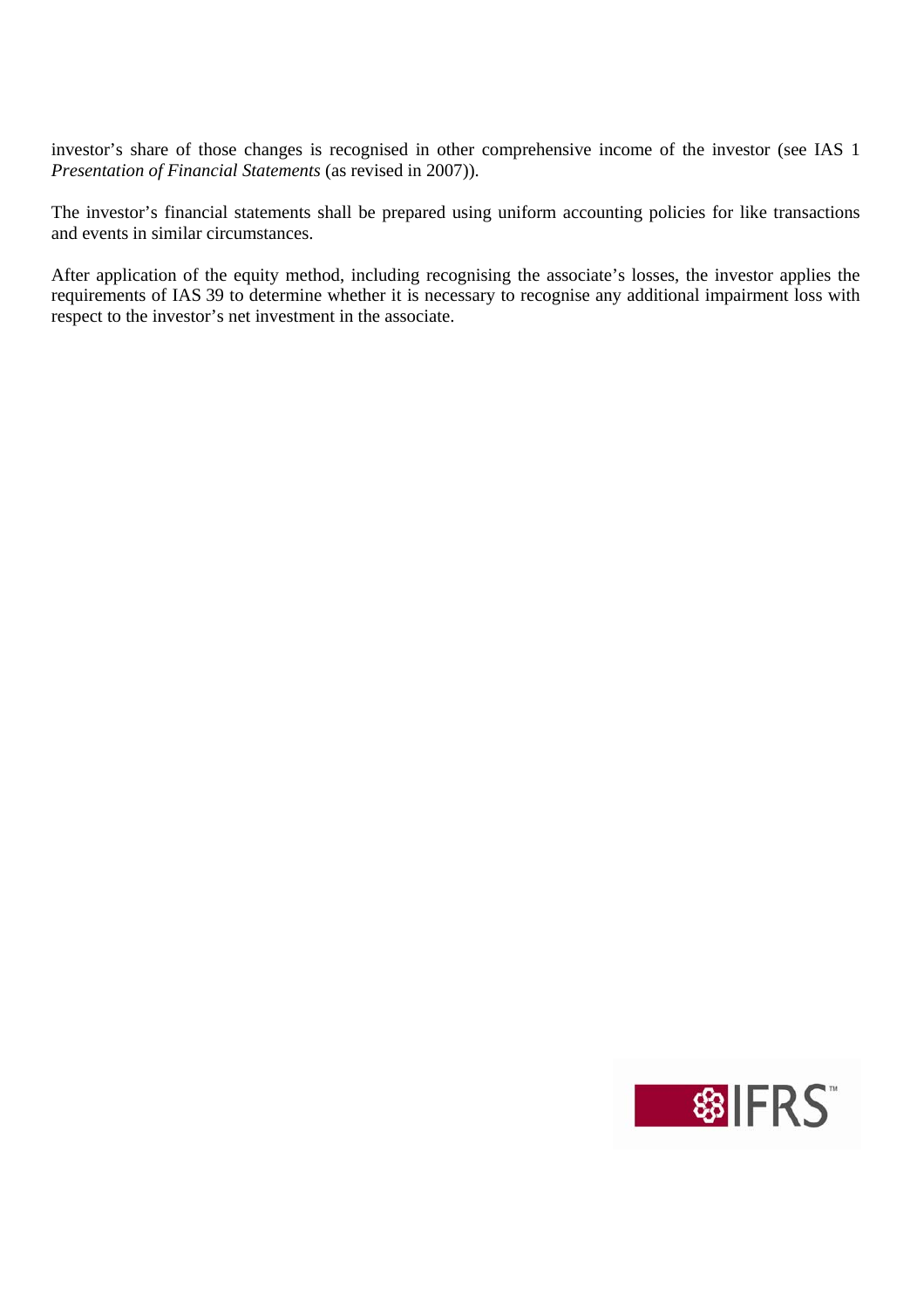investor's share of those changes is recognised in other comprehensive income of the investor (see IAS 1 *Presentation of Financial Statements* (as revised in 2007)).

The investor's financial statements shall be prepared using uniform accounting policies for like transactions and events in similar circumstances.

After application of the equity method, including recognising the associate's losses, the investor applies the requirements of IAS 39 to determine whether it is necessary to recognise any additional impairment loss with respect to the investor's net investment in the associate.